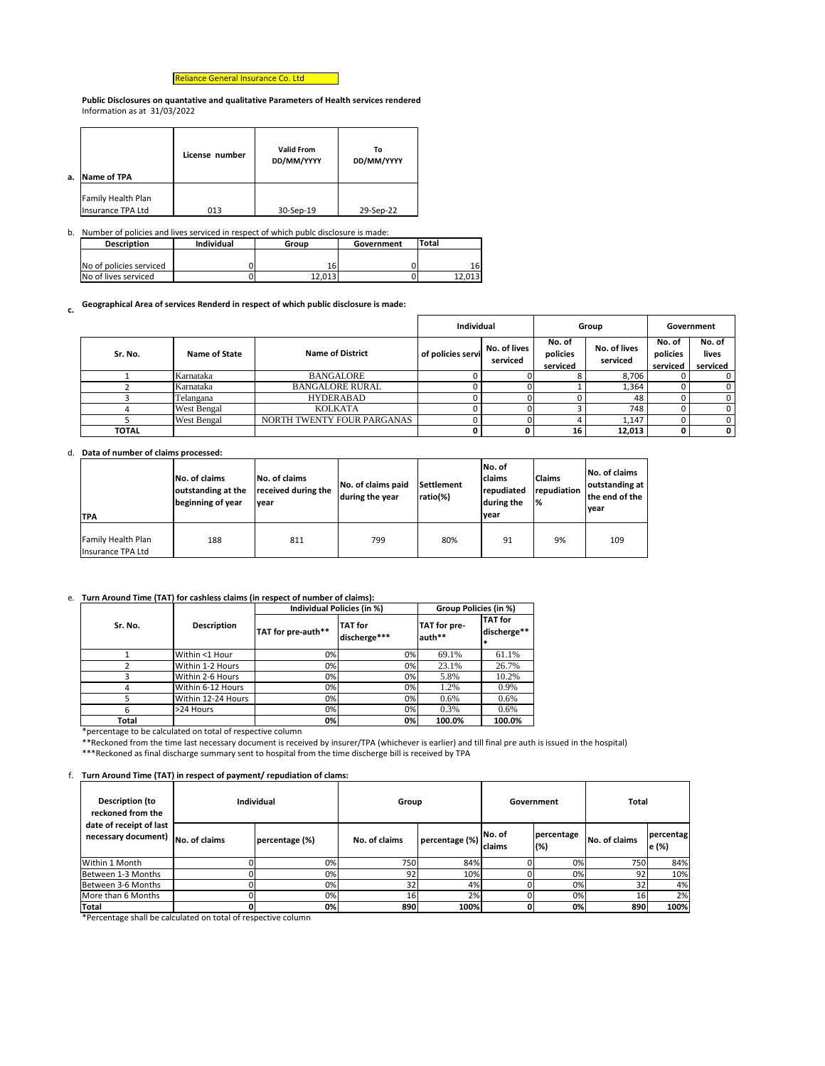Reliance General Insurance Co. Ltd

**Public Disclosures on quantative and qualitative Parameters of Health services rendered**
Information as at 31/03/2022

a.

| Name of TPA | License number | Valid From DD/MM/YYYY | To DD/MM/YYYY |
|---|---|---|---|
| Family Health Plan Insurance TPA Ltd | 013 | 30-Sep-19 | 29-Sep-22 |

b. Number of policies and lives serviced in respect of which publc disclosure is made:

| Description | Individual | Group | Government | Total |
|---|---|---|---|---|
| No of policies serviced | 0 | 16 | 0 | 16 |
| No of lives serviced | 0 | 12,013 | 0 | 12,013 |

c. **Geographical Area of services Renderd in respect of which public disclosure is made:**

| Sr. No. | Name of State | Name of District | Individual | | Group | | Government | |
|---|---|---|---|---|---|---|---|---|
| | | | of policies servi | No. of lives serviced | No. of policies serviced | No. of lives serviced | No. of policies serviced | No. of lives serviced |
| 1 | Karnataka | BANGALORE | 0 | 0 | 8 | 8,706 | 0 | 0 |
| 2 | Karnataka | BANGALORE RURAL | 0 | 0 | 1 | 1,364 | 0 | 0 |
| 3 | Telangana | HYDERABAD | 0 | 0 | 0 | 48 | 0 | 0 |
| 4 | West Bengal | KOLKATA | 0 | 0 | 3 | 748 | 0 | 0 |
| 5 | West Bengal | NORTH TWENTY FOUR PARGANAS | 0 | 0 | 4 | 1,147 | 0 | 0 |
| **TOTAL** | | | **0** | **0** | **16** | **12,013** | **0** | **0** |

d. **Data of number of claims processed:**

| TPA | No. of claims outstanding at the beginning of year | No. of claims received during the year | No. of claims paid during the year | Settlement ratio(%) | No. of claims repudiated during the year | Claims repudiation % | No. of claims outstanding at the end of the year |
|---|---|---|---|---|---|---|---|
| Family Health Plan Insurance TPA Ltd | 188 | 811 | 799 | 80% | 91 | 9% | 109 |

e. **Turn Around Time (TAT) for cashless claims (in respect of number of claims):**

| Sr. No. | Description | Individual Policies (in %) | | Group Policies (in %) | |
|---|---|---|---|---|---|
| | | TAT for pre-auth** | TAT for discherge*** | TAT for pre-auth** | TAT for discherge*** |
| 1 | Within <1 Hour | 0% | 0% | 69.1% | 61.1% |
| 2 | Within 1-2 Hours | 0% | 0% | 23.1% | 26.7% |
| 3 | Within 2-6 Hours | 0% | 0% | 5.8% | 10.2% |
| 4 | Within 6-12 Hours | 0% | 0% | 1.2% | 0.9% |
| 5 | Within 12-24 Hours | 0% | 0% | 0.6% | 0.6% |
| 6 | >24 Hours | 0% | 0% | 0.3% | 0.6% |
| **Total** | | **0%** | **0%** | **100.0%** | **100.0%** |

*percentage to be calculated on total of respective column

**Reckoned from the time last necessary document is received by insurer/TPA (whichever is earlier) and till final pre auth is issued in the hospital)

***Reckoned as final discharge summary sent to hospital from the time discharge bill is received by TPA

f. **Turn Around Time (TAT) in respect of payment/ repudiation of clams:**

| Description (to reckoned from the date of receipt of last necessary document) | Individual | | Group | | Government | | Total | |
|---|---|---|---|---|---|---|---|---|
| | No. of claims | percentage (%) | No. of claims | percentage (%) | No. of claims | percentage (%) | No. of claims | percentage (%) |
| Within 1 Month | 0 | 0% | 750 | 84% | 0 | 0% | 750 | 84% |
| Between 1-3 Months | 0 | 0% | 92 | 10% | 0 | 0% | 92 | 10% |
| Between 3-6 Months | 0 | 0% | 32 | 4% | 0 | 0% | 32 | 4% |
| More than 6 Months | 0 | 0% | 16 | 2% | 0 | 0% | 16 | 2% |
| **Total** | **0** | **0%** | **890** | **100%** | **0** | **0%** | **890** | **100%** |

*Percentage shall be calculated on total of respective column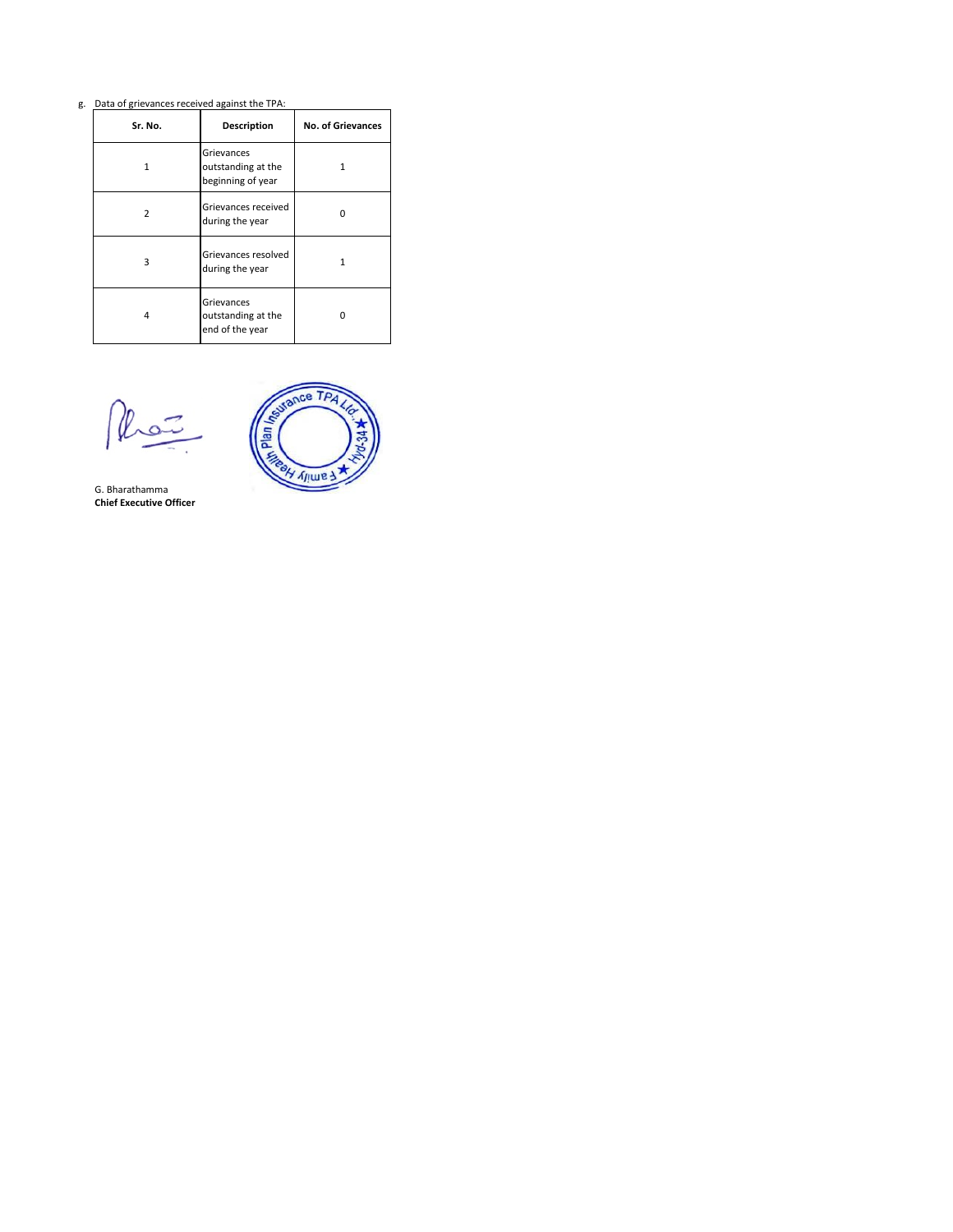g. Data of grievances received against the TPA:

| Sr. No. | Description | No. of Grievances |
| --- | --- | --- |
| 1 | Grievances outstanding at the beginning of year | 1 |
| 2 | Grievances received during the year | 0 |
| 3 | Grievances resolved during the year | 1 |
| 4 | Grievances outstanding at the end of the year | 0 |

G. Bharathamma
**Chief Executive Officer**

Family Health Plan Insurance TPA Ltd., Hyd-34